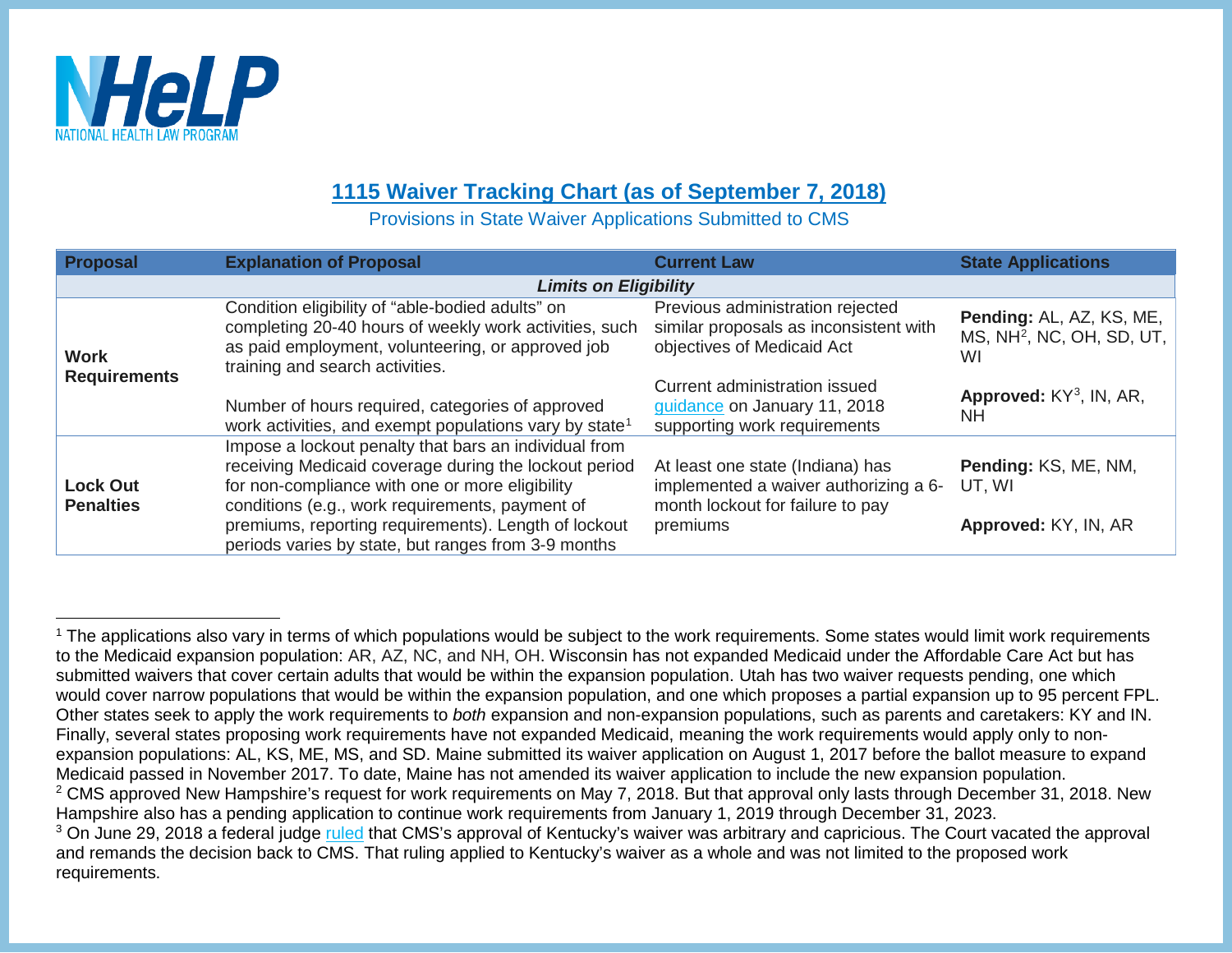NHeLP
NATIONAL HEALTH LAW PROGRAM

# 1115 Waiver Tracking Chart (as of September 7, 2018)

Provisions in State Waiver Applications Submitted to CMS

| Proposal | Explanation of Proposal | Current Law | State Applications |
|---|---|---|---|
| | ***Limits on Eligibility*** | | |
| **Work Requirements** | Condition eligibility of "able-bodied adults" on completing 20-40 hours of weekly work activities, such as paid employment, volunteering, or approved job training and search activities. <br><br> Number of hours required, categories of approved work activities, and exempt populations vary by state[1] | Previous administration rejected similar proposals as inconsistent with objectives of Medicaid Act <br><br> Current administration issued guidance on January 11, 2018 supporting work requirements | **Pending:** AL, AZ, KS, ME, MS, NH[2], NC, OH, SD, UT, WI <br><br> **Approved:** KY[3], IN, AR, NH |
| **Lock Out Penalties** | Impose a lockout penalty that bars an individual from receiving Medicaid coverage during the lockout period for non-compliance with one or more eligibility conditions (e.g., work requirements, payment of premiums, reporting requirements). Length of lockout periods varies by state, but ranges from 3-9 months | At least one state (Indiana) has implemented a waiver authorizing a 6-month lockout for failure to pay premiums | **Pending:** KS, ME, NM, UT, WI <br><br> **Approved:** KY, IN, AR |

[1] The applications also vary in terms of which populations would be subject to the work requirements. Some states would limit work requirements to the Medicaid expansion population: AR, AZ, NC, and NH, OH. Wisconsin has not expanded Medicaid under the Affordable Care Act but has submitted waivers that cover certain adults that would be within the expansion population. Utah has two waiver requests pending, one which would cover narrow populations that would be within the expansion population, and one which proposes a partial expansion up to 95 percent FPL. Other states seek to apply the work requirements to *both* expansion and non-expansion populations, such as parents and caretakers: KY and IN. Finally, several states proposing work requirements have not expanded Medicaid, meaning the work requirements would apply only to non-expansion populations: AL, KS, ME, MS, and SD. Maine submitted its waiver application on August 1, 2017 before the ballot measure to expand Medicaid passed in November 2017. To date, Maine has not amended its waiver application to include the new expansion population.

[2] CMS approved New Hampshire's request for work requirements on May 7, 2018. But that approval only lasts through December 31, 2018. New Hampshire also has a pending application to continue work requirements from January 1, 2019 through December 31, 2023.

[3] On June 29, 2018 a federal judge ruled that CMS's approval of Kentucky's waiver was arbitrary and capricious. The Court vacated the approval and remands the decision back to CMS. That ruling applied to Kentucky's waiver as a whole and was not limited to the proposed work requirements.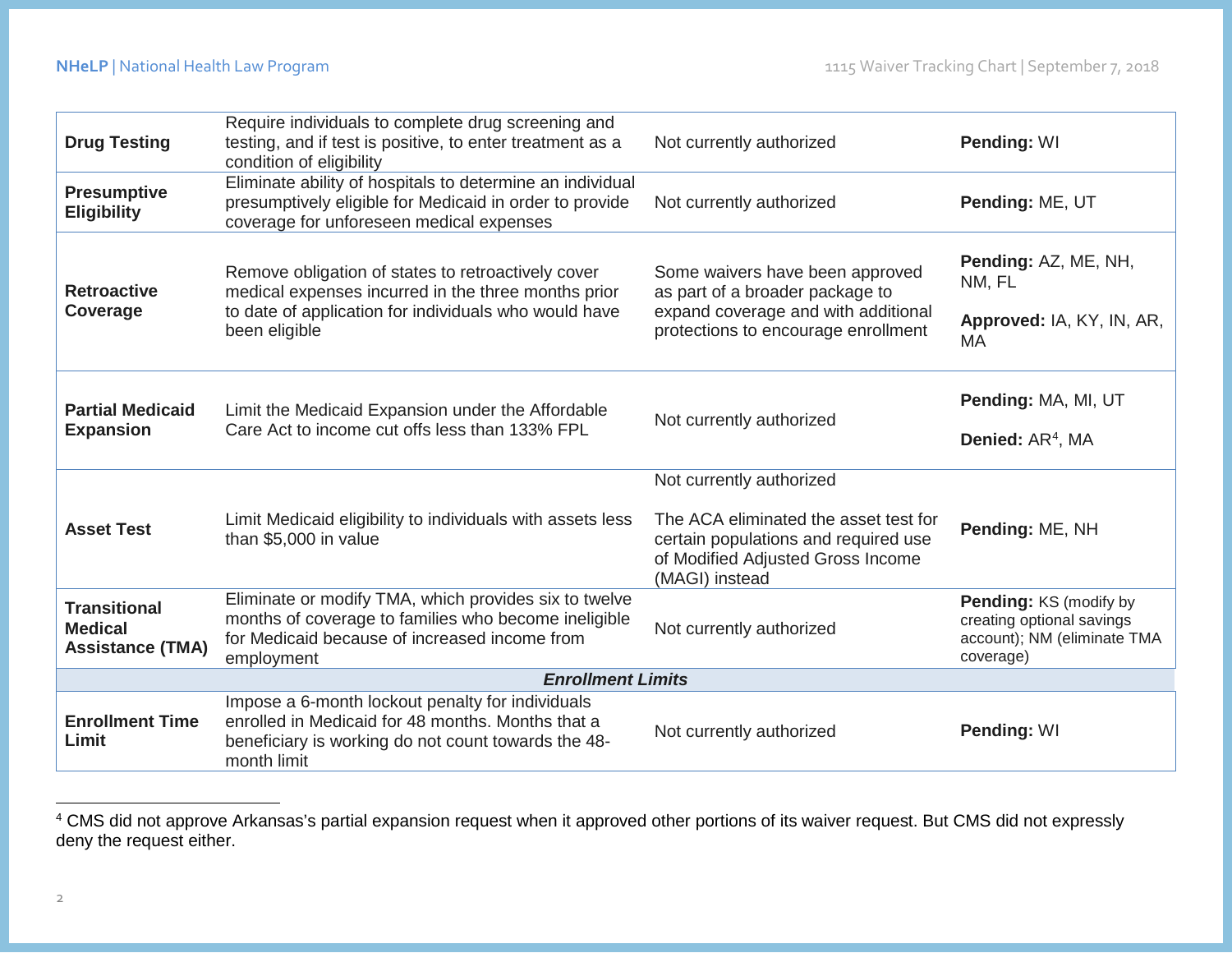| | | | |
|---|---|---|---|
| **Drug Testing** | Require individuals to complete drug screening and testing, and if test is positive, to enter treatment as a condition of eligibility | Not currently authorized | **Pending:** WI |
| **Presumptive Eligibility** | Eliminate ability of hospitals to determine an individual presumptively eligible for Medicaid in order to provide coverage for unforeseen medical expenses | Not currently authorized | **Pending:** ME, UT |
| **Retroactive Coverage** | Remove obligation of states to retroactively cover medical expenses incurred in the three months prior to date of application for individuals who would have been eligible | Some waivers have been approved as part of a broader package to expand coverage and with additional protections to encourage enrollment | **Pending:** AZ, ME, NH, NM, FL<br><br>**Approved:** IA, KY, IN, AR, MA |
| **Partial Medicaid Expansion** | Limit the Medicaid Expansion under the Affordable Care Act to income cut offs less than 133% FPL | Not currently authorized | **Pending:** MA, MI, UT<br><br>**Denied:** AR[4], MA |
| **Asset Test** | Limit Medicaid eligibility to individuals with assets less than $5,000 in value | Not currently authorized<br><br>The ACA eliminated the asset test for certain populations and required use of Modified Adjusted Gross Income (MAGI) instead | **Pending:** ME, NH |
| **Transitional Medical Assistance (TMA)** | Eliminate or modify TMA, which provides six to twelve months of coverage to families who become ineligible for Medicaid because of increased income from employment | Not currently authorized | **Pending:** KS (modify by creating optional savings account); NM (eliminate TMA coverage) |
| | ***Enrollment Limits*** | | |
| **Enrollment Time Limit** | Impose a 6-month lockout penalty for individuals enrolled in Medicaid for 48 months. Months that a beneficiary is working do not count towards the 48-month limit | Not currently authorized | **Pending:** WI |

[4] CMS did not approve Arkansas's partial expansion request when it approved other portions of its waiver request. But CMS did not expressly deny the request either.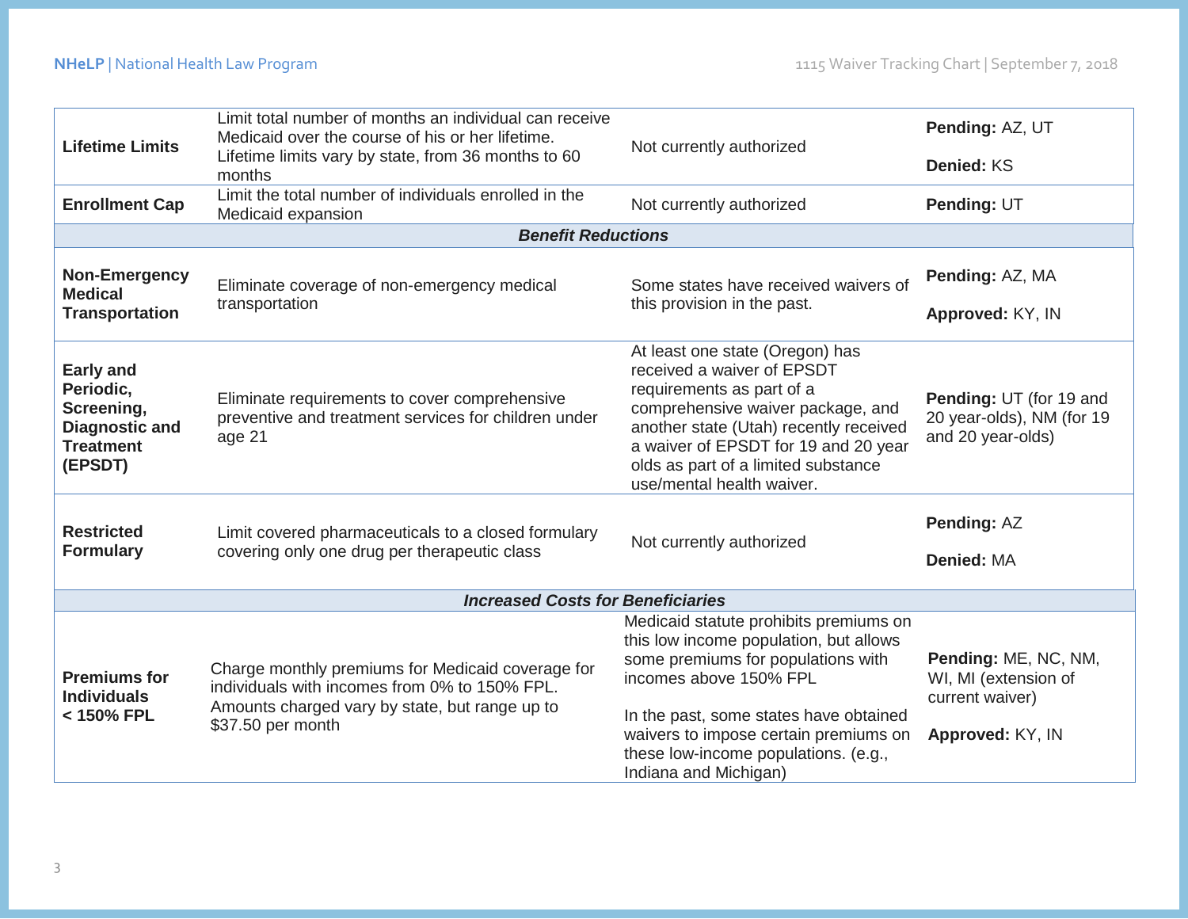| | | | |
|---|---|---|---|
| **Lifetime Limits** | Limit total number of months an individual can receive Medicaid over the course of his or her lifetime. Lifetime limits vary by state, from 36 months to 60 months | Not currently authorized | **Pending:** AZ, UT<br><br>**Denied:** KS |
| **Enrollment Cap** | Limit the total number of individuals enrolled in the Medicaid expansion | Not currently authorized | **Pending:** UT |
| ***Benefit Reductions*** | | | |
| **Non-Emergency Medical Transportation** | Eliminate coverage of non-emergency medical transportation | Some states have received waivers of this provision in the past. | **Pending:** AZ, MA<br><br>**Approved:** KY, IN |
| **Early and Periodic, Screening, Diagnostic and Treatment (EPSDT)** | Eliminate requirements to cover comprehensive preventive and treatment services for children under age 21 | At least one state (Oregon) has received a waiver of EPSDT requirements as part of a comprehensive waiver package, and another state (Utah) recently received a waiver of EPSDT for 19 and 20 year olds as part of a limited substance use/mental health waiver. | **Pending:** UT (for 19 and 20 year-olds), NM (for 19 and 20 year-olds) |
| **Restricted Formulary** | Limit covered pharmaceuticals to a closed formulary covering only one drug per therapeutic class | Not currently authorized | **Pending:** AZ<br><br>**Denied:** MA |
| ***Increased Costs for Beneficiaries*** | | | |
| **Premiums for Individuals < 150% FPL** | Charge monthly premiums for Medicaid coverage for individuals with incomes from 0% to 150% FPL. Amounts charged vary by state, but range up to $37.50 per month | Medicaid statute prohibits premiums on this low income population, but allows some premiums for populations with incomes above 150% FPL<br><br>In the past, some states have obtained waivers to impose certain premiums on these low-income populations. (e.g., Indiana and Michigan) | **Pending:** ME, NC, NM, WI, MI (extension of current waiver)<br><br>**Approved:** KY, IN |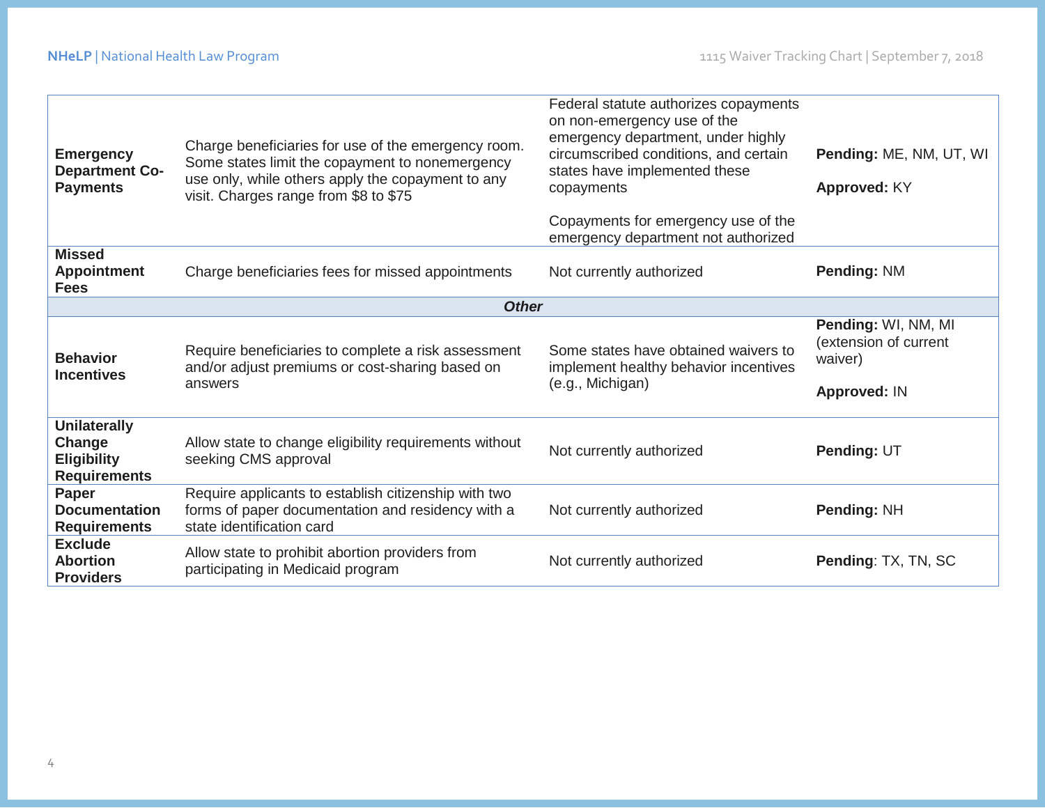| | | | |
|---|---|---|---|
| **Emergency Department Co-Payments** | Charge beneficiaries for use of the emergency room. Some states limit the copayment to nonemergency use only, while others apply the copayment to any visit. Charges range from $8 to $75 | Federal statute authorizes copayments on non-emergency use of the emergency department, under highly circumscribed conditions, and certain states have implemented these copayments<br><br>Copayments for emergency use of the emergency department not authorized | **Pending:** ME, NM, UT, WI<br><br>**Approved:** KY |
| **Missed Appointment Fees** | Charge beneficiaries fees for missed appointments | Not currently authorized | **Pending:** NM |
| | | ***Other*** | |
| **Behavior Incentives** | Require beneficiaries to complete a risk assessment and/or adjust premiums or cost-sharing based on answers | Some states have obtained waivers to implement healthy behavior incentives (e.g., Michigan) | **Pending:** WI, NM, MI (extension of current waiver)<br><br>**Approved:** IN |
| **Unilaterally Change Eligibility Requirements** | Allow state to change eligibility requirements without seeking CMS approval | Not currently authorized | **Pending:** UT |
| **Paper Documentation Requirements** | Require applicants to establish citizenship with two forms of paper documentation and residency with a state identification card | Not currently authorized | **Pending:** NH |
| **Exclude Abortion Providers** | Allow state to prohibit abortion providers from participating in Medicaid program | Not currently authorized | **Pending**: TX, TN, SC |